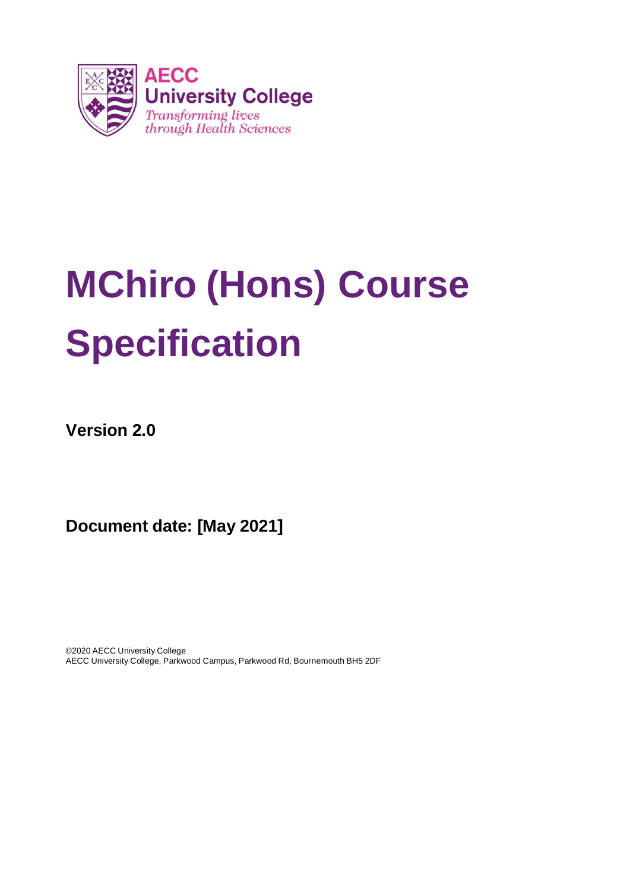AECC
University College
*Transforming lives through Health Sciences*

# MChiro (Hons) Course Specification

**Version 2.0**

**Document date: [May 2021]**

©2020 AECC University College
AECC University College, Parkwood Campus, Parkwood Rd, Bournemouth BH5 2DF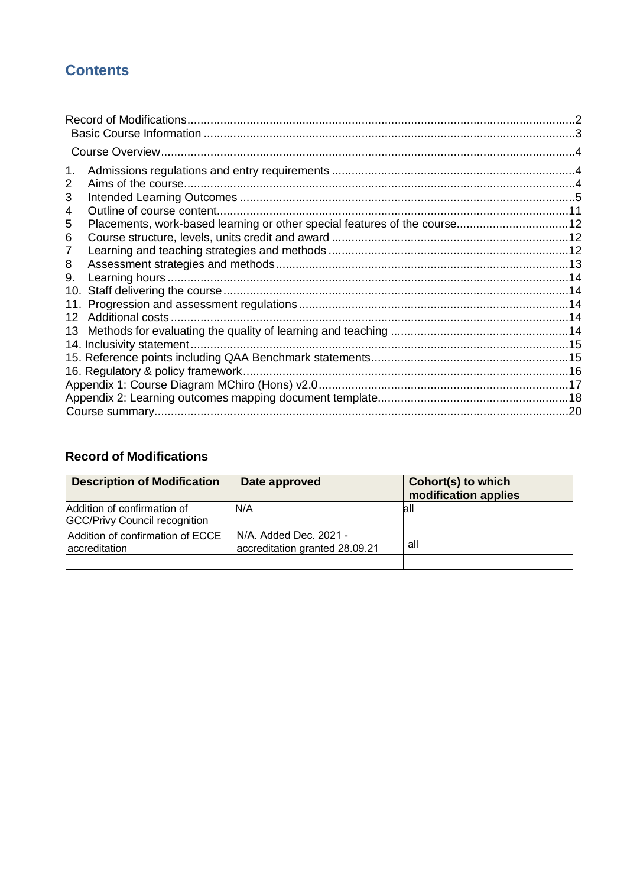## Contents

Record of Modifications....................................................................................................................2
Basic Course Information ................................................................................................................3
Course Overview.............................................................................................................................4

1. Admissions regulations and entry requirements ..........................................................................4
2 Aims of the course........................................................................................................................4
3 Intended Learning Outcomes .......................................................................................................5
4 Outline of course content............................................................................................................11
5 Placements, work-based learning or other special features of the course..................................12
6 Course structure, levels, units credit and award .........................................................................12
7 Learning and teaching strategies and methods ..........................................................................12
8 Assessment strategies and methods..........................................................................................13
9. Learning hours ..........................................................................................................................14
10. Staff delivering the course.........................................................................................................14
11. Progression and assessment regulations..................................................................................14
12 Additional costs .........................................................................................................................14
13 Methods for evaluating the quality of learning and teaching .......................................................14
14. Inclusivity statement...................................................................................................................15
15. Reference points including QAA Benchmark statements............................................................15
16. Regulatory & policy framework...................................................................................................16
Appendix 1: Course Diagram MChiro (Hons) v2.0............................................................................17
Appendix 2: Learning outcomes mapping document template..........................................................18
Course summary.............................................................................................................................20

### Record of Modifications

| Description of Modification | Date approved | Cohort(s) to which modification applies |
|---|---|---|
| Addition of confirmation of GCC/Privy Council recognition | N/A | all |
| Addition of confirmation of ECCE accreditation | N/A. Added Dec. 2021 - accreditation granted 28.09.21 | all |
| | | |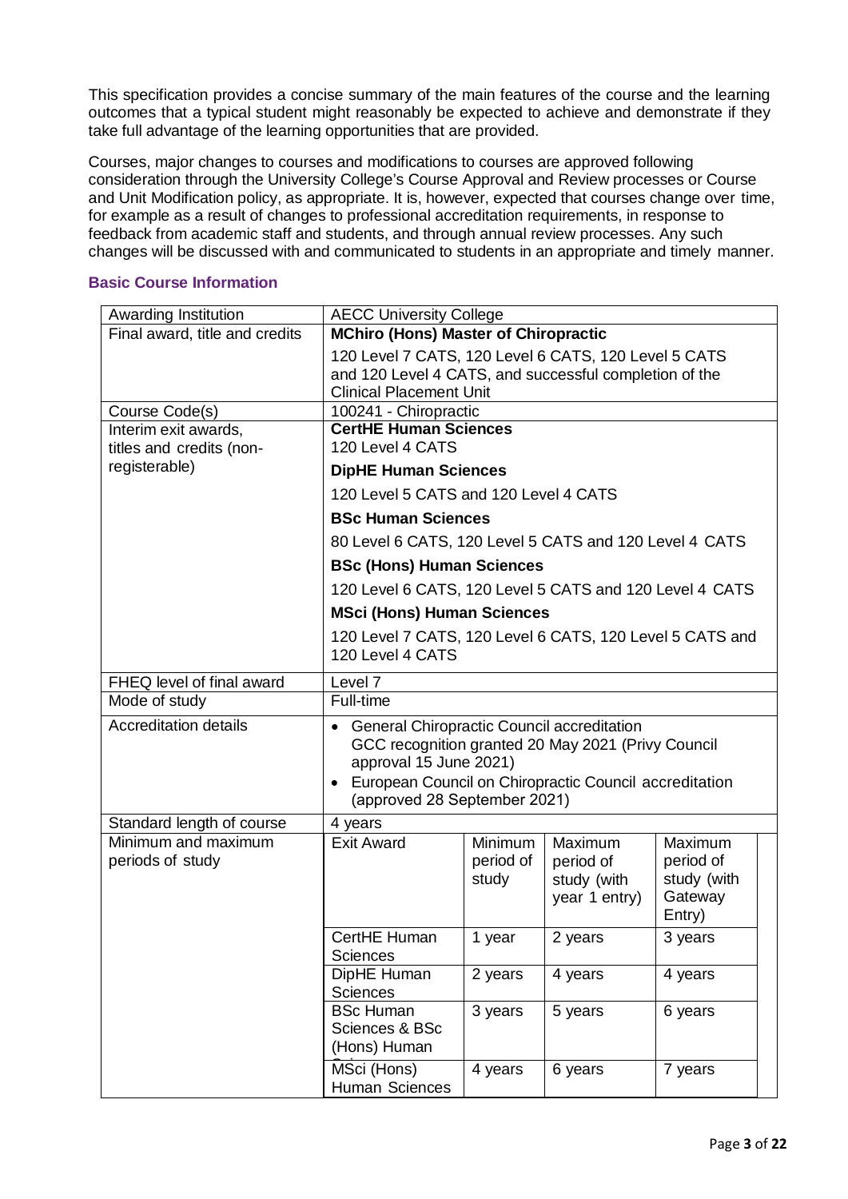This specification provides a concise summary of the main features of the course and the learning outcomes that a typical student might reasonably be expected to achieve and demonstrate if they take full advantage of the learning opportunities that are provided.

Courses, major changes to courses and modifications to courses are approved following consideration through the University College's Course Approval and Review processes or Course and Unit Modification policy, as appropriate. It is, however, expected that courses change over time, for example as a result of changes to professional accreditation requirements, in response to feedback from academic staff and students, and through annual review processes. Any such changes will be discussed with and communicated to students in an appropriate and timely manner.

### Basic Course Information

| | |
|---|---|
| Awarding Institution | AECC University College |
| Final award, title and credits | **MChiro (Hons) Master of Chiropractic**<br>120 Level 7 CATS, 120 Level 6 CATS, 120 Level 5 CATS and 120 Level 4 CATS, and successful completion of the Clinical Placement Unit |
| Course Code(s) | 100241 - Chiropractic |
| Interim exit awards, titles and credits (non-registerable) | **CertHE Human Sciences**<br>120 Level 4 CATS<br>**DipHE Human Sciences**<br>120 Level 5 CATS and 120 Level 4 CATS<br>**BSc Human Sciences**<br>80 Level 6 CATS, 120 Level 5 CATS and 120 Level 4 CATS<br>**BSc (Hons) Human Sciences**<br>120 Level 6 CATS, 120 Level 5 CATS and 120 Level 4 CATS<br>**MSci (Hons) Human Sciences**<br>120 Level 7 CATS, 120 Level 6 CATS, 120 Level 5 CATS and 120 Level 4 CATS |
| FHEQ level of final award | Level 7 |
| Mode of study | Full-time |
| Accreditation details | • General Chiropractic Council accreditation GCC recognition granted 20 May 2021 (Privy Council approval 15 June 2021)<br>• European Council on Chiropractic Council accreditation (approved 28 September 2021) |
| Standard length of course | 4 years |

Minimum and maximum periods of study:

| Exit Award | Minimum period of study | Maximum period of study (with year 1 entry) | Maximum period of study (with Gateway Entry) |
|---|---|---|---|
| CertHE Human Sciences | 1 year | 2 years | 3 years |
| DipHE Human Sciences | 2 years | 4 years | 4 years |
| BSc Human Sciences & BSc (Hons) Human Sciences | 3 years | 5 years | 6 years |
| MSci (Hons) Human Sciences | 4 years | 6 years | 7 years |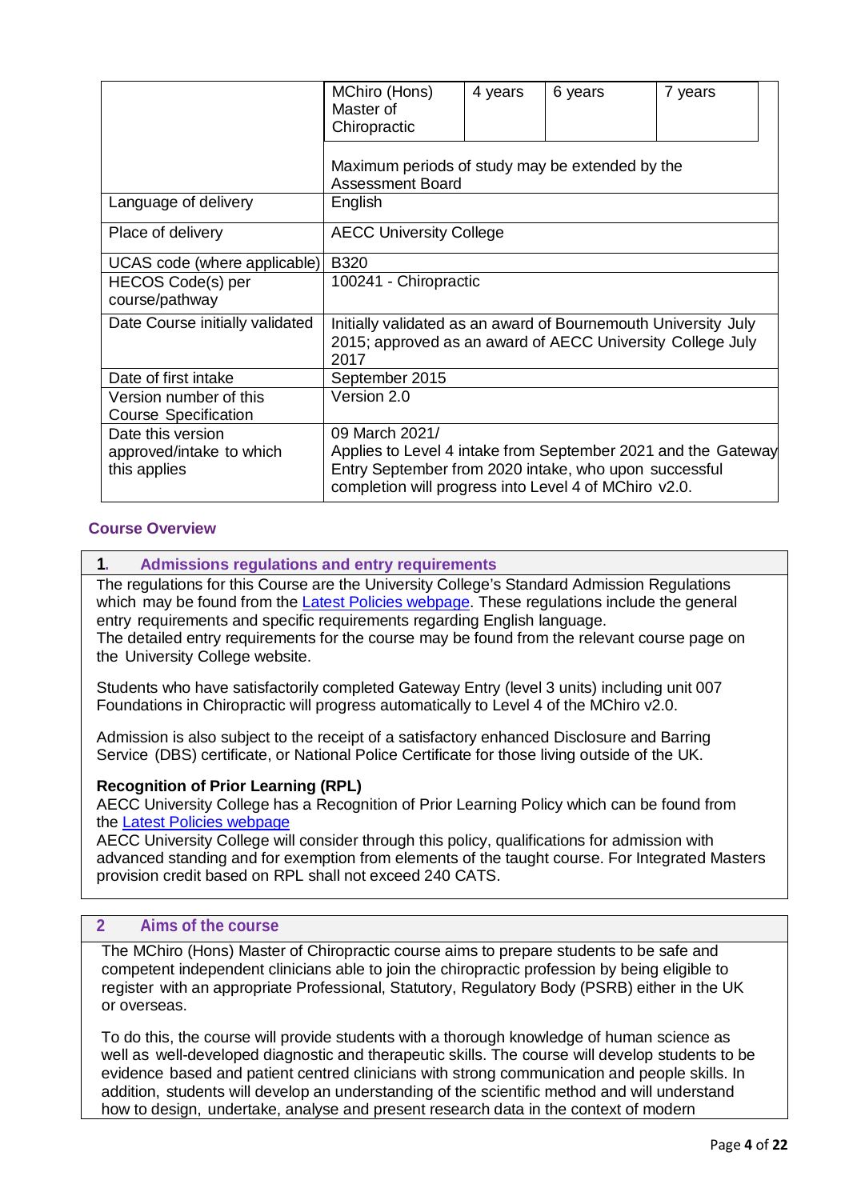| | | | | |
|---|---|---|---|---|
| | MChiro (Hons) Master of Chiropractic | 4 years | 6 years | 7 years |
| | Maximum periods of study may be extended by the Assessment Board | | | |
| Language of delivery | English | | | |
| Place of delivery | AECC University College | | | |
| UCAS code (where applicable) | B320 | | | |
| HECOS Code(s) per course/pathway | 100241 - Chiropractic | | | |
| Date Course initially validated | Initially validated as an award of Bournemouth University July 2015; approved as an award of AECC University College July 2017 | | | |
| Date of first intake | September 2015 | | | |
| Version number of this Course Specification | Version 2.0 | | | |
| Date this version approved/intake to which this applies | 09 March 2021/ Applies to Level 4 intake from September 2021 and the Gateway Entry September from 2020 intake, who upon successful completion will progress into Level 4 of MChiro v2.0. | | | |

## Course Overview

### 1. Admissions regulations and entry requirements

The regulations for this Course are the University College's Standard Admission Regulations which may be found from the Latest Policies webpage. These regulations include the general entry requirements and specific requirements regarding English language.
The detailed entry requirements for the course may be found from the relevant course page on the University College website.

Students who have satisfactorily completed Gateway Entry (level 3 units) including unit 007 Foundations in Chiropractic will progress automatically to Level 4 of the MChiro v2.0.

Admission is also subject to the receipt of a satisfactory enhanced Disclosure and Barring Service (DBS) certificate, or National Police Certificate for those living outside of the UK.

**Recognition of Prior Learning (RPL)**
AECC University College has a Recognition of Prior Learning Policy which can be found from the Latest Policies webpage
AECC University College will consider through this policy, qualifications for admission with advanced standing and for exemption from elements of the taught course. For Integrated Masters provision credit based on RPL shall not exceed 240 CATS.

### 2 Aims of the course

The MChiro (Hons) Master of Chiropractic course aims to prepare students to be safe and competent independent clinicians able to join the chiropractic profession by being eligible to register with an appropriate Professional, Statutory, Regulatory Body (PSRB) either in the UK or overseas.

To do this, the course will provide students with a thorough knowledge of human science as well as well-developed diagnostic and therapeutic skills. The course will develop students to be evidence based and patient centred clinicians with strong communication and people skills. In addition, students will develop an understanding of the scientific method and will understand how to design, undertake, analyse and present research data in the context of modern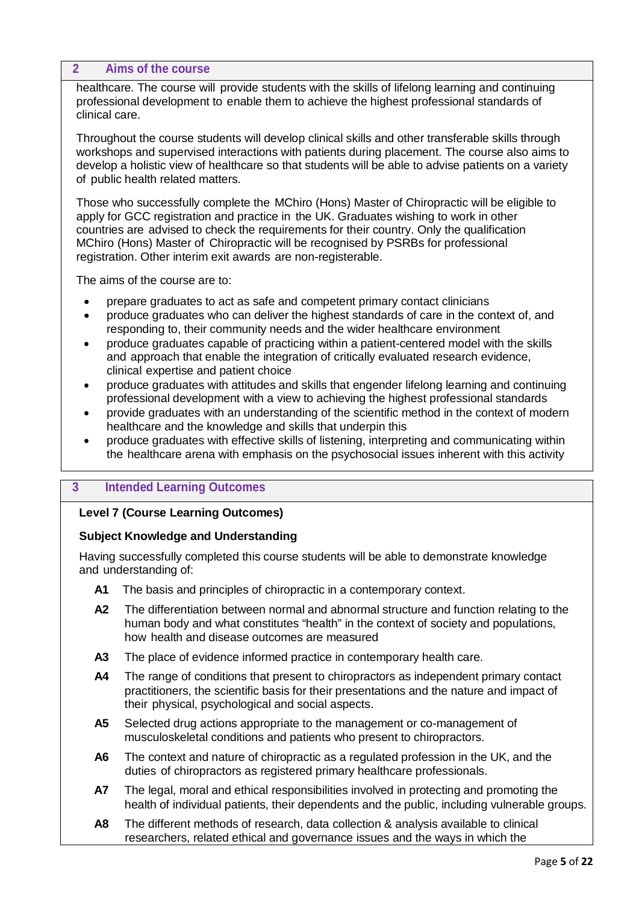## 2 Aims of the course

healthcare. The course will provide students with the skills of lifelong learning and continuing professional development to enable them to achieve the highest professional standards of clinical care.

Throughout the course students will develop clinical skills and other transferable skills through workshops and supervised interactions with patients during placement. The course also aims to develop a holistic view of healthcare so that students will be able to advise patients on a variety of public health related matters.

Those who successfully complete the MChiro (Hons) Master of Chiropractic will be eligible to apply for GCC registration and practice in the UK. Graduates wishing to work in other countries are advised to check the requirements for their country. Only the qualification MChiro (Hons) Master of Chiropractic will be recognised by PSRBs for professional registration. Other interim exit awards are non-registerable.

The aims of the course are to:

- prepare graduates to act as safe and competent primary contact clinicians
- produce graduates who can deliver the highest standards of care in the context of, and responding to, their community needs and the wider healthcare environment
- produce graduates capable of practicing within a patient-centered model with the skills and approach that enable the integration of critically evaluated research evidence, clinical expertise and patient choice
- produce graduates with attitudes and skills that engender lifelong learning and continuing professional development with a view to achieving the highest professional standards
- provide graduates with an understanding of the scientific method in the context of modern healthcare and the knowledge and skills that underpin this
- produce graduates with effective skills of listening, interpreting and communicating within the healthcare arena with emphasis on the psychosocial issues inherent with this activity

## 3 Intended Learning Outcomes

**Level 7 (Course Learning Outcomes)**

**Subject Knowledge and Understanding**

Having successfully completed this course students will be able to demonstrate knowledge and understanding of:

**A1** The basis and principles of chiropractic in a contemporary context.

**A2** The differentiation between normal and abnormal structure and function relating to the human body and what constitutes "health" in the context of society and populations, how health and disease outcomes are measured

**A3** The place of evidence informed practice in contemporary health care.

**A4** The range of conditions that present to chiropractors as independent primary contact practitioners, the scientific basis for their presentations and the nature and impact of their physical, psychological and social aspects.

**A5** Selected drug actions appropriate to the management or co-management of musculoskeletal conditions and patients who present to chiropractors.

**A6** The context and nature of chiropractic as a regulated profession in the UK, and the duties of chiropractors as registered primary healthcare professionals.

**A7** The legal, moral and ethical responsibilities involved in protecting and promoting the health of individual patients, their dependents and the public, including vulnerable groups.

**A8** The different methods of research, data collection & analysis available to clinical researchers, related ethical and governance issues and the ways in which the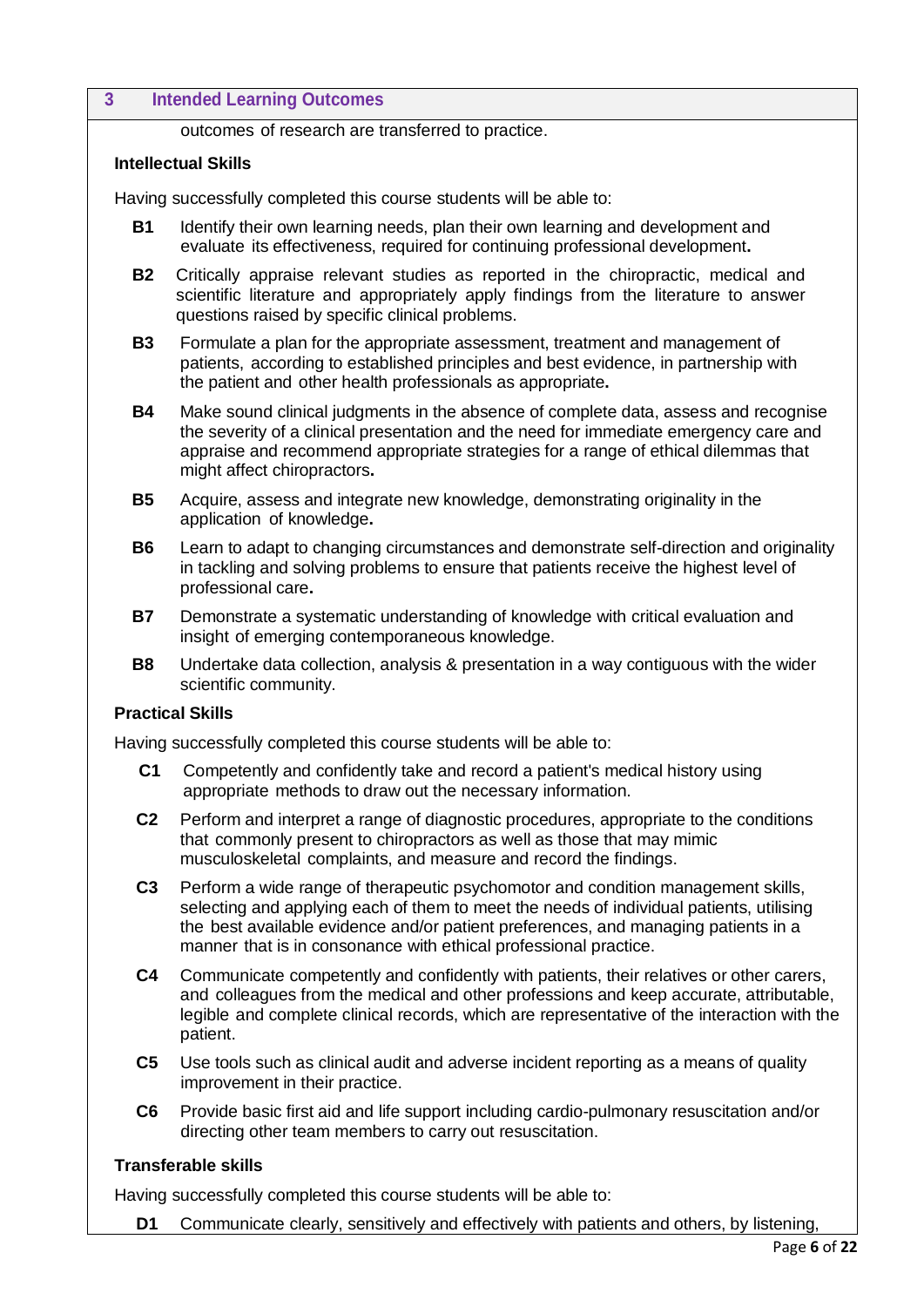## 3 Intended Learning Outcomes

outcomes of research are transferred to practice.

**Intellectual Skills**

Having successfully completed this course students will be able to:

- **B1** Identify their own learning needs, plan their own learning and development and evaluate its effectiveness, required for continuing professional development**.**
- **B2** Critically appraise relevant studies as reported in the chiropractic, medical and scientific literature and appropriately apply findings from the literature to answer questions raised by specific clinical problems.
- **B3** Formulate a plan for the appropriate assessment, treatment and management of patients, according to established principles and best evidence, in partnership with the patient and other health professionals as appropriate**.**
- **B4** Make sound clinical judgments in the absence of complete data, assess and recognise the severity of a clinical presentation and the need for immediate emergency care and appraise and recommend appropriate strategies for a range of ethical dilemmas that might affect chiropractors**.**
- **B5** Acquire, assess and integrate new knowledge, demonstrating originality in the application of knowledge**.**
- **B6** Learn to adapt to changing circumstances and demonstrate self-direction and originality in tackling and solving problems to ensure that patients receive the highest level of professional care**.**
- **B7** Demonstrate a systematic understanding of knowledge with critical evaluation and insight of emerging contemporaneous knowledge.
- **B8** Undertake data collection, analysis & presentation in a way contiguous with the wider scientific community.

**Practical Skills**

Having successfully completed this course students will be able to:

- **C1** Competently and confidently take and record a patient's medical history using appropriate methods to draw out the necessary information.
- **C2** Perform and interpret a range of diagnostic procedures, appropriate to the conditions that commonly present to chiropractors as well as those that may mimic musculoskeletal complaints, and measure and record the findings.
- **C3** Perform a wide range of therapeutic psychomotor and condition management skills, selecting and applying each of them to meet the needs of individual patients, utilising the best available evidence and/or patient preferences, and managing patients in a manner that is in consonance with ethical professional practice.
- **C4** Communicate competently and confidently with patients, their relatives or other carers, and colleagues from the medical and other professions and keep accurate, attributable, legible and complete clinical records, which are representative of the interaction with the patient.
- **C5** Use tools such as clinical audit and adverse incident reporting as a means of quality improvement in their practice.
- **C6** Provide basic first aid and life support including cardio-pulmonary resuscitation and/or directing other team members to carry out resuscitation.

**Transferable skills**

Having successfully completed this course students will be able to:

- **D1** Communicate clearly, sensitively and effectively with patients and others, by listening,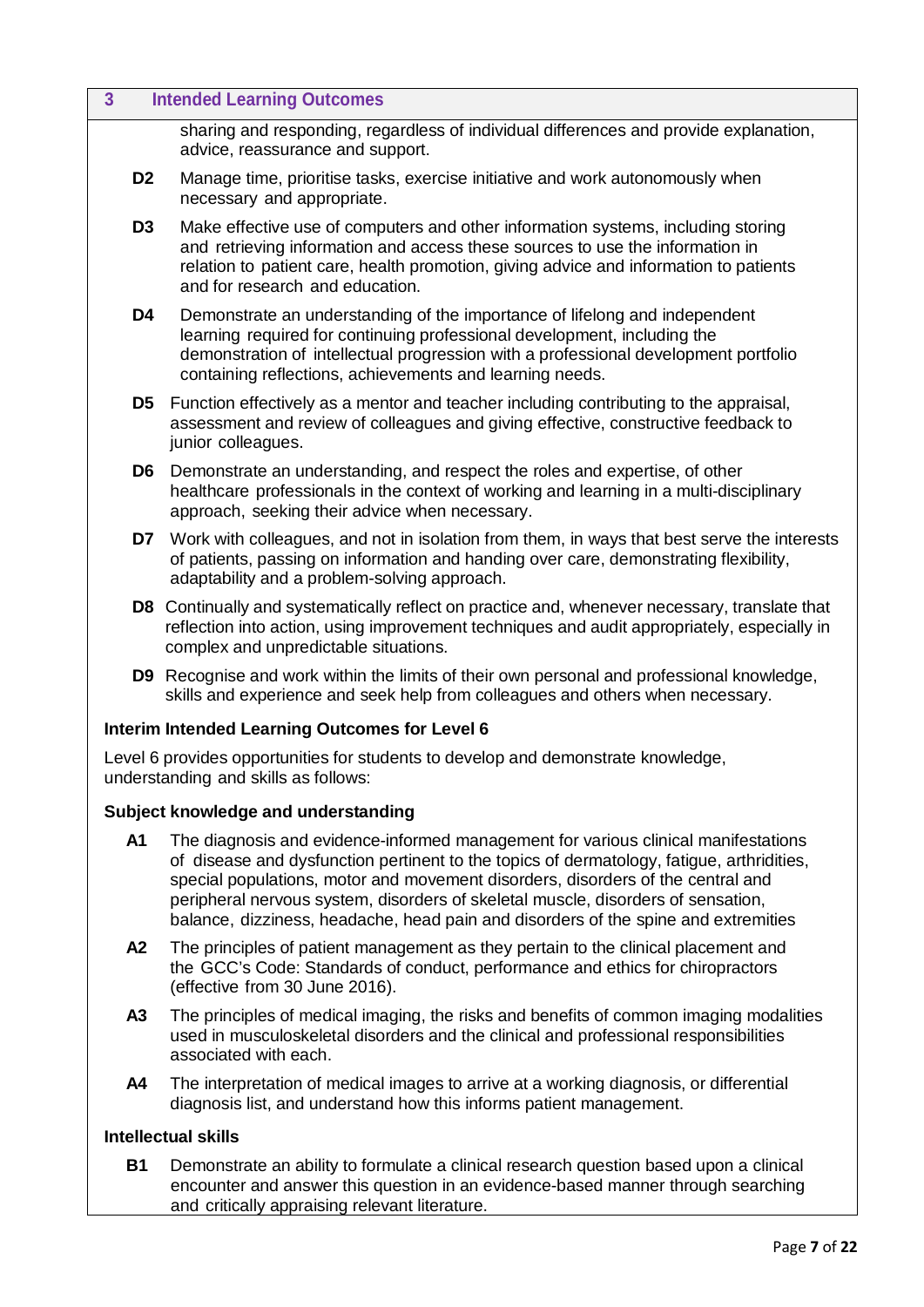## 3 Intended Learning Outcomes

sharing and responding, regardless of individual differences and provide explanation, advice, reassurance and support.

**D2** Manage time, prioritise tasks, exercise initiative and work autonomously when necessary and appropriate.

**D3** Make effective use of computers and other information systems, including storing and retrieving information and access these sources to use the information in relation to patient care, health promotion, giving advice and information to patients and for research and education.

**D4** Demonstrate an understanding of the importance of lifelong and independent learning required for continuing professional development, including the demonstration of intellectual progression with a professional development portfolio containing reflections, achievements and learning needs.

**D5** Function effectively as a mentor and teacher including contributing to the appraisal, assessment and review of colleagues and giving effective, constructive feedback to junior colleagues.

**D6** Demonstrate an understanding, and respect the roles and expertise, of other healthcare professionals in the context of working and learning in a multi-disciplinary approach, seeking their advice when necessary.

**D7** Work with colleagues, and not in isolation from them, in ways that best serve the interests of patients, passing on information and handing over care, demonstrating flexibility, adaptability and a problem-solving approach.

**D8** Continually and systematically reflect on practice and, whenever necessary, translate that reflection into action, using improvement techniques and audit appropriately, especially in complex and unpredictable situations.

**D9** Recognise and work within the limits of their own personal and professional knowledge, skills and experience and seek help from colleagues and others when necessary.

### Interim Intended Learning Outcomes for Level 6

Level 6 provides opportunities for students to develop and demonstrate knowledge, understanding and skills as follows:

#### Subject knowledge and understanding

**A1** The diagnosis and evidence-informed management for various clinical manifestations of disease and dysfunction pertinent to the topics of dermatology, fatigue, arthridities, special populations, motor and movement disorders, disorders of the central and peripheral nervous system, disorders of skeletal muscle, disorders of sensation, balance, dizziness, headache, head pain and disorders of the spine and extremities

**A2** The principles of patient management as they pertain to the clinical placement and the GCC's Code: Standards of conduct, performance and ethics for chiropractors (effective from 30 June 2016).

**A3** The principles of medical imaging, the risks and benefits of common imaging modalities used in musculoskeletal disorders and the clinical and professional responsibilities associated with each.

**A4** The interpretation of medical images to arrive at a working diagnosis, or differential diagnosis list, and understand how this informs patient management.

#### Intellectual skills

**B1** Demonstrate an ability to formulate a clinical research question based upon a clinical encounter and answer this question in an evidence-based manner through searching and critically appraising relevant literature.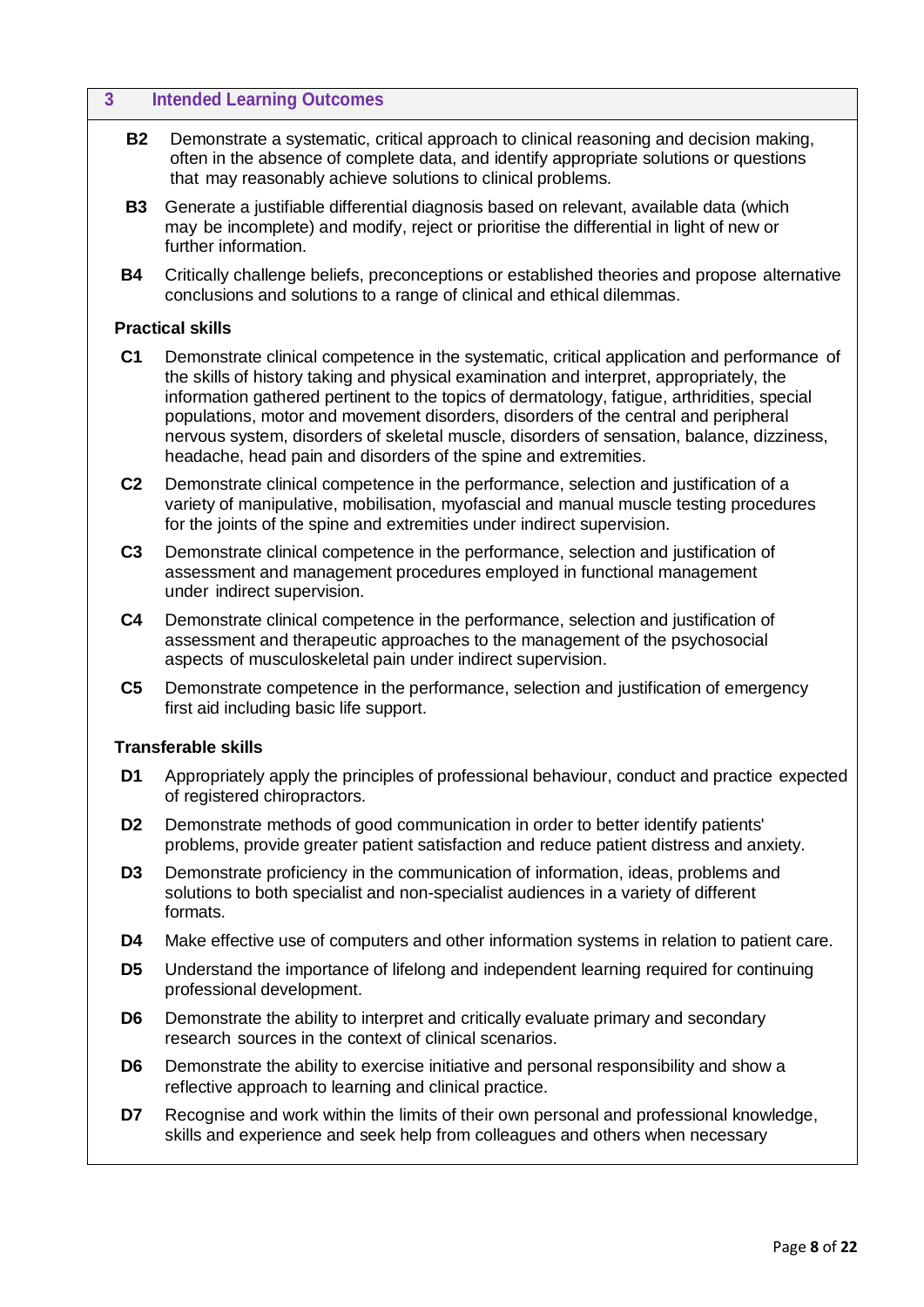## 3 Intended Learning Outcomes

**B2** Demonstrate a systematic, critical approach to clinical reasoning and decision making, often in the absence of complete data, and identify appropriate solutions or questions that may reasonably achieve solutions to clinical problems.

**B3** Generate a justifiable differential diagnosis based on relevant, available data (which may be incomplete) and modify, reject or prioritise the differential in light of new or further information.

**B4** Critically challenge beliefs, preconceptions or established theories and propose alternative conclusions and solutions to a range of clinical and ethical dilemmas.

### Practical skills

**C1** Demonstrate clinical competence in the systematic, critical application and performance of the skills of history taking and physical examination and interpret, appropriately, the information gathered pertinent to the topics of dermatology, fatigue, arthridities, special populations, motor and movement disorders, disorders of the central and peripheral nervous system, disorders of skeletal muscle, disorders of sensation, balance, dizziness, headache, head pain and disorders of the spine and extremities.

**C2** Demonstrate clinical competence in the performance, selection and justification of a variety of manipulative, mobilisation, myofascial and manual muscle testing procedures for the joints of the spine and extremities under indirect supervision.

**C3** Demonstrate clinical competence in the performance, selection and justification of assessment and management procedures employed in functional management under indirect supervision.

**C4** Demonstrate clinical competence in the performance, selection and justification of assessment and therapeutic approaches to the management of the psychosocial aspects of musculoskeletal pain under indirect supervision.

**C5** Demonstrate competence in the performance, selection and justification of emergency first aid including basic life support.

### Transferable skills

**D1** Appropriately apply the principles of professional behaviour, conduct and practice expected of registered chiropractors.

**D2** Demonstrate methods of good communication in order to better identify patients' problems, provide greater patient satisfaction and reduce patient distress and anxiety.

**D3** Demonstrate proficiency in the communication of information, ideas, problems and solutions to both specialist and non-specialist audiences in a variety of different formats.

**D4** Make effective use of computers and other information systems in relation to patient care.

**D5** Understand the importance of lifelong and independent learning required for continuing professional development.

**D6** Demonstrate the ability to interpret and critically evaluate primary and secondary research sources in the context of clinical scenarios.

**D6** Demonstrate the ability to exercise initiative and personal responsibility and show a reflective approach to learning and clinical practice.

**D7** Recognise and work within the limits of their own personal and professional knowledge, skills and experience and seek help from colleagues and others when necessary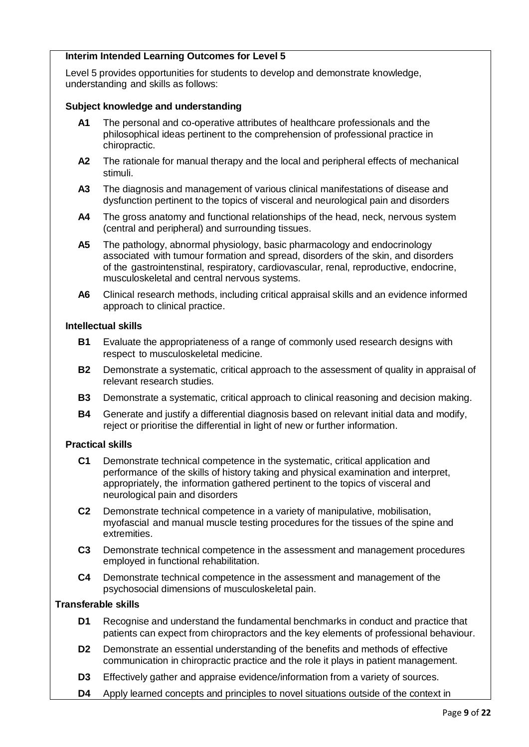**Interim Intended Learning Outcomes for Level 5**

Level 5 provides opportunities for students to develop and demonstrate knowledge, understanding and skills as follows:

**Subject knowledge and understanding**

- **A1** The personal and co-operative attributes of healthcare professionals and the philosophical ideas pertinent to the comprehension of professional practice in chiropractic.
- **A2** The rationale for manual therapy and the local and peripheral effects of mechanical stimuli.
- **A3** The diagnosis and management of various clinical manifestations of disease and dysfunction pertinent to the topics of visceral and neurological pain and disorders
- **A4** The gross anatomy and functional relationships of the head, neck, nervous system (central and peripheral) and surrounding tissues.
- **A5** The pathology, abnormal physiology, basic pharmacology and endocrinology associated with tumour formation and spread, disorders of the skin, and disorders of the gastrointenstinal, respiratory, cardiovascular, renal, reproductive, endocrine, musculoskeletal and central nervous systems.
- **A6** Clinical research methods, including critical appraisal skills and an evidence informed approach to clinical practice.

**Intellectual skills**

- **B1** Evaluate the appropriateness of a range of commonly used research designs with respect to musculoskeletal medicine.
- **B2** Demonstrate a systematic, critical approach to the assessment of quality in appraisal of relevant research studies.
- **B3** Demonstrate a systematic, critical approach to clinical reasoning and decision making.
- **B4** Generate and justify a differential diagnosis based on relevant initial data and modify, reject or prioritise the differential in light of new or further information.

**Practical skills**

- **C1** Demonstrate technical competence in the systematic, critical application and performance of the skills of history taking and physical examination and interpret, appropriately, the information gathered pertinent to the topics of visceral and neurological pain and disorders
- **C2** Demonstrate technical competence in a variety of manipulative, mobilisation, myofascial and manual muscle testing procedures for the tissues of the spine and extremities.
- **C3** Demonstrate technical competence in the assessment and management procedures employed in functional rehabilitation.
- **C4** Demonstrate technical competence in the assessment and management of the psychosocial dimensions of musculoskeletal pain.

**Transferable skills**

- **D1** Recognise and understand the fundamental benchmarks in conduct and practice that patients can expect from chiropractors and the key elements of professional behaviour.
- **D2** Demonstrate an essential understanding of the benefits and methods of effective communication in chiropractic practice and the role it plays in patient management.
- **D3** Effectively gather and appraise evidence/information from a variety of sources.
- **D4** Apply learned concepts and principles to novel situations outside of the context in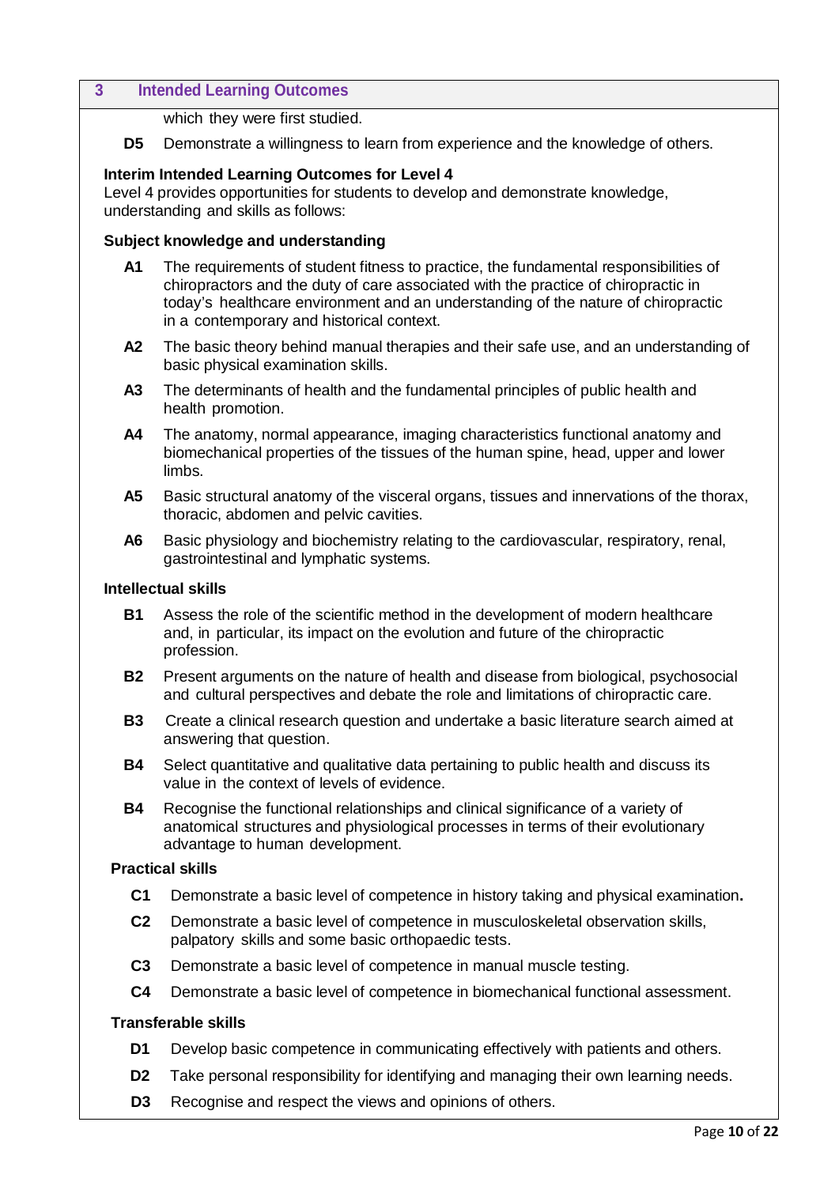## 3 Intended Learning Outcomes

which they were first studied.

**D5** Demonstrate a willingness to learn from experience and the knowledge of others.

**Interim Intended Learning Outcomes for Level 4**

Level 4 provides opportunities for students to develop and demonstrate knowledge, understanding and skills as follows:

**Subject knowledge and understanding**

**A1** The requirements of student fitness to practice, the fundamental responsibilities of chiropractors and the duty of care associated with the practice of chiropractic in today's healthcare environment and an understanding of the nature of chiropractic in a contemporary and historical context.

**A2** The basic theory behind manual therapies and their safe use, and an understanding of basic physical examination skills.

**A3** The determinants of health and the fundamental principles of public health and health promotion.

**A4** The anatomy, normal appearance, imaging characteristics functional anatomy and biomechanical properties of the tissues of the human spine, head, upper and lower limbs.

**A5** Basic structural anatomy of the visceral organs, tissues and innervations of the thorax, thoracic, abdomen and pelvic cavities.

**A6** Basic physiology and biochemistry relating to the cardiovascular, respiratory, renal, gastrointestinal and lymphatic systems.

**Intellectual skills**

**B1** Assess the role of the scientific method in the development of modern healthcare and, in particular, its impact on the evolution and future of the chiropractic profession.

**B2** Present arguments on the nature of health and disease from biological, psychosocial and cultural perspectives and debate the role and limitations of chiropractic care.

**B3** Create a clinical research question and undertake a basic literature search aimed at answering that question.

**B4** Select quantitative and qualitative data pertaining to public health and discuss its value in the context of levels of evidence.

**B4** Recognise the functional relationships and clinical significance of a variety of anatomical structures and physiological processes in terms of their evolutionary advantage to human development.

**Practical skills**

**C1** Demonstrate a basic level of competence in history taking and physical examination**.**

**C2** Demonstrate a basic level of competence in musculoskeletal observation skills, palpatory skills and some basic orthopaedic tests.

**C3** Demonstrate a basic level of competence in manual muscle testing.

**C4** Demonstrate a basic level of competence in biomechanical functional assessment.

**Transferable skills**

**D1** Develop basic competence in communicating effectively with patients and others.

**D2** Take personal responsibility for identifying and managing their own learning needs.

**D3** Recognise and respect the views and opinions of others.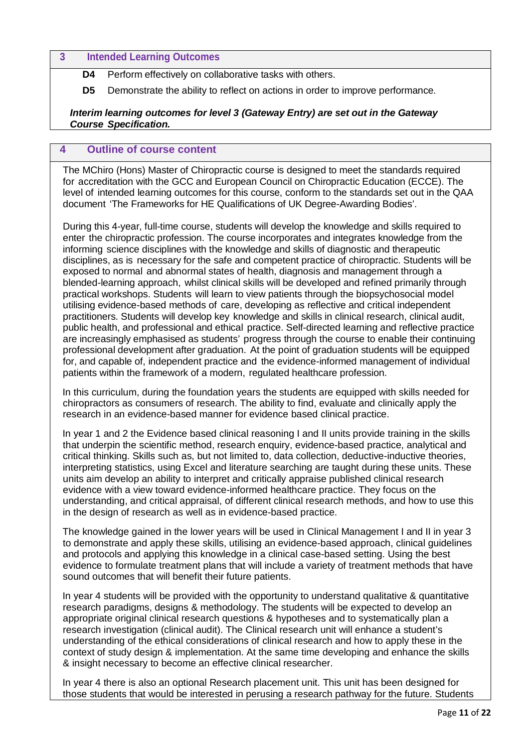## 3 Intended Learning Outcomes

**D4** Perform effectively on collaborative tasks with others.

**D5** Demonstrate the ability to reflect on actions in order to improve performance.

***Interim learning outcomes for level 3 (Gateway Entry) are set out in the Gateway Course Specification.***

## 4 Outline of course content

The MChiro (Hons) Master of Chiropractic course is designed to meet the standards required for accreditation with the GCC and European Council on Chiropractic Education (ECCE). The level of intended learning outcomes for this course, conform to the standards set out in the QAA document 'The Frameworks for HE Qualifications of UK Degree-Awarding Bodies'.

During this 4-year, full-time course, students will develop the knowledge and skills required to enter the chiropractic profession. The course incorporates and integrates knowledge from the informing science disciplines with the knowledge and skills of diagnostic and therapeutic disciplines, as is necessary for the safe and competent practice of chiropractic. Students will be exposed to normal and abnormal states of health, diagnosis and management through a blended-learning approach, whilst clinical skills will be developed and refined primarily through practical workshops. Students will learn to view patients through the biopsychosocial model utilising evidence-based methods of care, developing as reflective and critical independent practitioners. Students will develop key knowledge and skills in clinical research, clinical audit, public health, and professional and ethical practice. Self-directed learning and reflective practice are increasingly emphasised as students' progress through the course to enable their continuing professional development after graduation. At the point of graduation students will be equipped for, and capable of, independent practice and the evidence-informed management of individual patients within the framework of a modern, regulated healthcare profession.

In this curriculum, during the foundation years the students are equipped with skills needed for chiropractors as consumers of research. The ability to find, evaluate and clinically apply the research in an evidence-based manner for evidence based clinical practice.

In year 1 and 2 the Evidence based clinical reasoning I and II units provide training in the skills that underpin the scientific method, research enquiry, evidence-based practice, analytical and critical thinking. Skills such as, but not limited to, data collection, deductive-inductive theories, interpreting statistics, using Excel and literature searching are taught during these units. These units aim develop an ability to interpret and critically appraise published clinical research evidence with a view toward evidence-informed healthcare practice. They focus on the understanding, and critical appraisal, of different clinical research methods, and how to use this in the design of research as well as in evidence-based practice.

The knowledge gained in the lower years will be used in Clinical Management I and II in year 3 to demonstrate and apply these skills, utilising an evidence-based approach, clinical guidelines and protocols and applying this knowledge in a clinical case-based setting. Using the best evidence to formulate treatment plans that will include a variety of treatment methods that have sound outcomes that will benefit their future patients.

In year 4 students will be provided with the opportunity to understand qualitative & quantitative research paradigms, designs & methodology. The students will be expected to develop an appropriate original clinical research questions & hypotheses and to systematically plan a research investigation (clinical audit). The Clinical research unit will enhance a student's understanding of the ethical considerations of clinical research and how to apply these in the context of study design & implementation. At the same time developing and enhance the skills & insight necessary to become an effective clinical researcher.

In year 4 there is also an optional Research placement unit. This unit has been designed for those students that would be interested in perusing a research pathway for the future. Students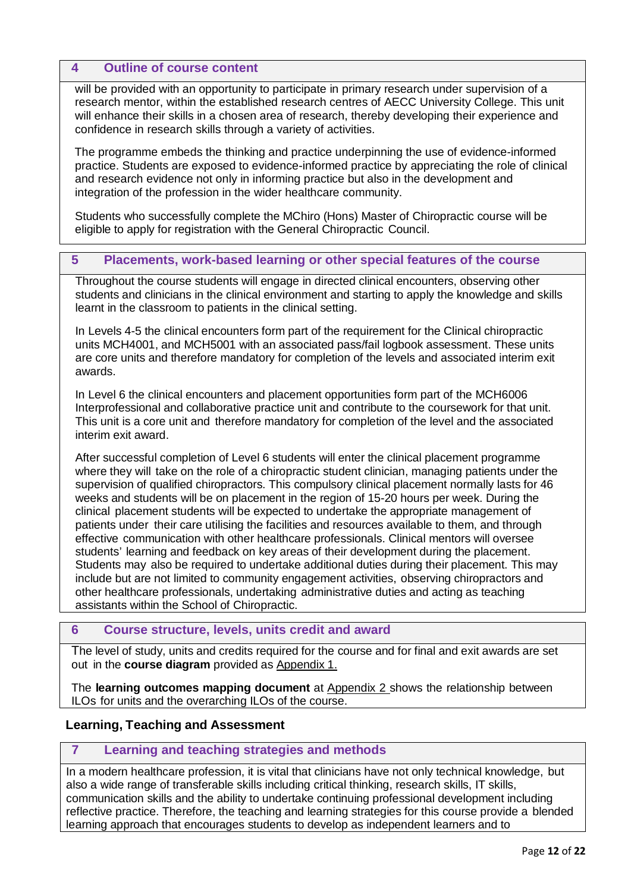## 4 Outline of course content

will be provided with an opportunity to participate in primary research under supervision of a research mentor, within the established research centres of AECC University College. This unit will enhance their skills in a chosen area of research, thereby developing their experience and confidence in research skills through a variety of activities.

The programme embeds the thinking and practice underpinning the use of evidence-informed practice. Students are exposed to evidence-informed practice by appreciating the role of clinical and research evidence not only in informing practice but also in the development and integration of the profession in the wider healthcare community.

Students who successfully complete the MChiro (Hons) Master of Chiropractic course will be eligible to apply for registration with the General Chiropractic Council.

## 5 Placements, work-based learning or other special features of the course

Throughout the course students will engage in directed clinical encounters, observing other students and clinicians in the clinical environment and starting to apply the knowledge and skills learnt in the classroom to patients in the clinical setting.

In Levels 4-5 the clinical encounters form part of the requirement for the Clinical chiropractic units MCH4001, and MCH5001 with an associated pass/fail logbook assessment. These units are core units and therefore mandatory for completion of the levels and associated interim exit awards.

In Level 6 the clinical encounters and placement opportunities form part of the MCH6006 Interprofessional and collaborative practice unit and contribute to the coursework for that unit. This unit is a core unit and therefore mandatory for completion of the level and the associated interim exit award.

After successful completion of Level 6 students will enter the clinical placement programme where they will take on the role of a chiropractic student clinician, managing patients under the supervision of qualified chiropractors. This compulsory clinical placement normally lasts for 46 weeks and students will be on placement in the region of 15-20 hours per week. During the clinical placement students will be expected to undertake the appropriate management of patients under their care utilising the facilities and resources available to them, and through effective communication with other healthcare professionals. Clinical mentors will oversee students' learning and feedback on key areas of their development during the placement. Students may also be required to undertake additional duties during their placement. This may include but are not limited to community engagement activities, observing chiropractors and other healthcare professionals, undertaking administrative duties and acting as teaching assistants within the School of Chiropractic.

## 6 Course structure, levels, units credit and award

The level of study, units and credits required for the course and for final and exit awards are set out in the **course diagram** provided as Appendix 1.

The **learning outcomes mapping document** at Appendix 2 shows the relationship between ILOs for units and the overarching ILOs of the course.

# Learning, Teaching and Assessment

## 7 Learning and teaching strategies and methods

In a modern healthcare profession, it is vital that clinicians have not only technical knowledge, but also a wide range of transferable skills including critical thinking, research skills, IT skills, communication skills and the ability to undertake continuing professional development including reflective practice. Therefore, the teaching and learning strategies for this course provide a blended learning approach that encourages students to develop as independent learners and to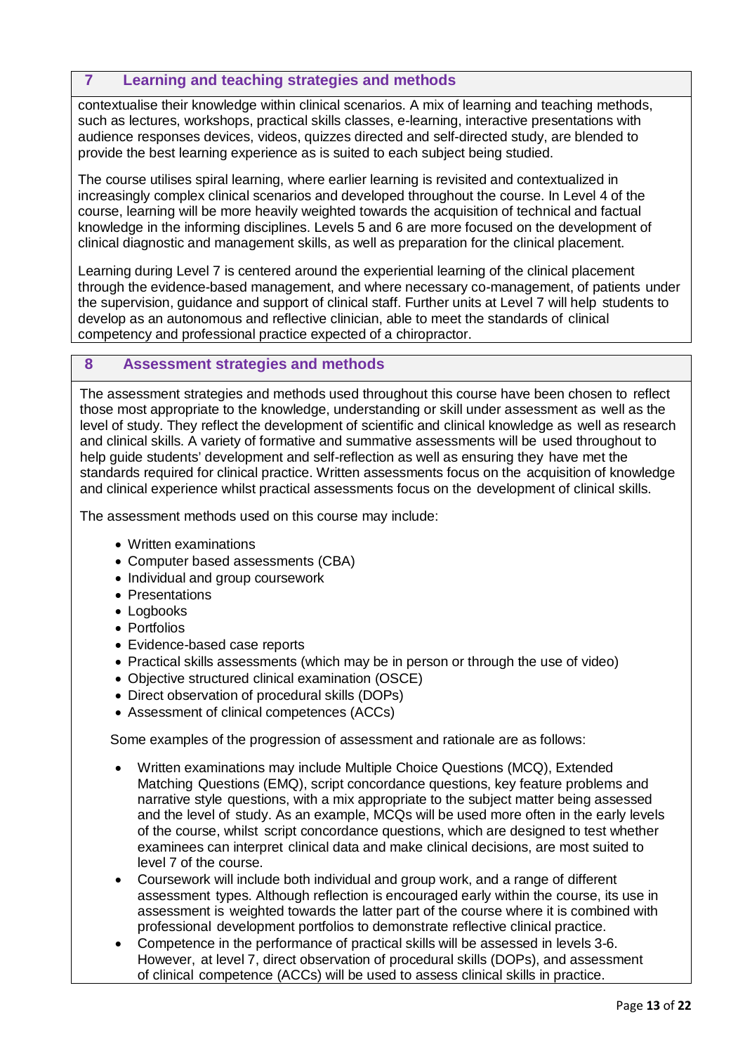## 7 Learning and teaching strategies and methods

contextualise their knowledge within clinical scenarios. A mix of learning and teaching methods, such as lectures, workshops, practical skills classes, e-learning, interactive presentations with audience responses devices, videos, quizzes directed and self-directed study, are blended to provide the best learning experience as is suited to each subject being studied.

The course utilises spiral learning, where earlier learning is revisited and contextualized in increasingly complex clinical scenarios and developed throughout the course. In Level 4 of the course, learning will be more heavily weighted towards the acquisition of technical and factual knowledge in the informing disciplines. Levels 5 and 6 are more focused on the development of clinical diagnostic and management skills, as well as preparation for the clinical placement.

Learning during Level 7 is centered around the experiential learning of the clinical placement through the evidence-based management, and where necessary co-management, of patients under the supervision, guidance and support of clinical staff. Further units at Level 7 will help students to develop as an autonomous and reflective clinician, able to meet the standards of clinical competency and professional practice expected of a chiropractor.

## 8 Assessment strategies and methods

The assessment strategies and methods used throughout this course have been chosen to reflect those most appropriate to the knowledge, understanding or skill under assessment as well as the level of study. They reflect the development of scientific and clinical knowledge as well as research and clinical skills. A variety of formative and summative assessments will be used throughout to help guide students' development and self-reflection as well as ensuring they have met the standards required for clinical practice. Written assessments focus on the acquisition of knowledge and clinical experience whilst practical assessments focus on the development of clinical skills.

The assessment methods used on this course may include:

- Written examinations
- Computer based assessments (CBA)
- Individual and group coursework
- Presentations
- Logbooks
- Portfolios
- Evidence-based case reports
- Practical skills assessments (which may be in person or through the use of video)
- Objective structured clinical examination (OSCE)
- Direct observation of procedural skills (DOPs)
- Assessment of clinical competences (ACCs)

Some examples of the progression of assessment and rationale are as follows:

- Written examinations may include Multiple Choice Questions (MCQ), Extended Matching Questions (EMQ), script concordance questions, key feature problems and narrative style questions, with a mix appropriate to the subject matter being assessed and the level of study. As an example, MCQs will be used more often in the early levels of the course, whilst script concordance questions, which are designed to test whether examinees can interpret clinical data and make clinical decisions, are most suited to level 7 of the course.
- Coursework will include both individual and group work, and a range of different assessment types. Although reflection is encouraged early within the course, its use in assessment is weighted towards the latter part of the course where it is combined with professional development portfolios to demonstrate reflective clinical practice.
- Competence in the performance of practical skills will be assessed in levels 3-6. However, at level 7, direct observation of procedural skills (DOPs), and assessment of clinical competence (ACCs) will be used to assess clinical skills in practice.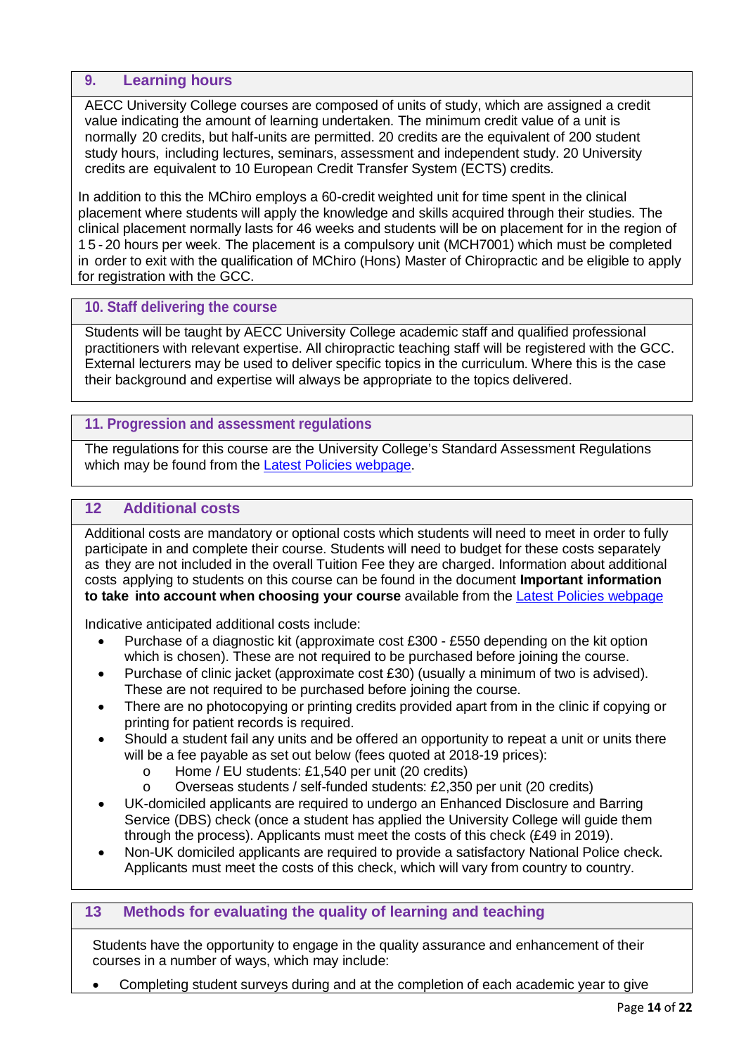## 9. Learning hours

AECC University College courses are composed of units of study, which are assigned a credit value indicating the amount of learning undertaken. The minimum credit value of a unit is normally 20 credits, but half-units are permitted. 20 credits are the equivalent of 200 student study hours, including lectures, seminars, assessment and independent study. 20 University credits are equivalent to 10 European Credit Transfer System (ECTS) credits.

In addition to this the MChiro employs a 60-credit weighted unit for time spent in the clinical placement where students will apply the knowledge and skills acquired through their studies. The clinical placement normally lasts for 46 weeks and students will be on placement for in the region of 15 - 20 hours per week. The placement is a compulsory unit (MCH7001) which must be completed in order to exit with the qualification of MChiro (Hons) Master of Chiropractic and be eligible to apply for registration with the GCC.

## 10. Staff delivering the course

Students will be taught by AECC University College academic staff and qualified professional practitioners with relevant expertise. All chiropractic teaching staff will be registered with the GCC. External lecturers may be used to deliver specific topics in the curriculum. Where this is the case their background and expertise will always be appropriate to the topics delivered.

## 11. Progression and assessment regulations

The regulations for this course are the University College's Standard Assessment Regulations which may be found from the Latest Policies webpage.

## 12 Additional costs

Additional costs are mandatory or optional costs which students will need to meet in order to fully participate in and complete their course. Students will need to budget for these costs separately as they are not included in the overall Tuition Fee they are charged. Information about additional costs applying to students on this course can be found in the document **Important information to take into account when choosing your course** available from the Latest Policies webpage

Indicative anticipated additional costs include:

- Purchase of a diagnostic kit (approximate cost £300 - £550 depending on the kit option which is chosen). These are not required to be purchased before joining the course.
- Purchase of clinic jacket (approximate cost £30) (usually a minimum of two is advised). These are not required to be purchased before joining the course.
- There are no photocopying or printing credits provided apart from in the clinic if copying or printing for patient records is required.
- Should a student fail any units and be offered an opportunity to repeat a unit or units there will be a fee payable as set out below (fees quoted at 2018-19 prices):
  - Home / EU students: £1,540 per unit (20 credits)
  - Overseas students / self-funded students: £2,350 per unit (20 credits)
- UK-domiciled applicants are required to undergo an Enhanced Disclosure and Barring Service (DBS) check (once a student has applied the University College will guide them through the process). Applicants must meet the costs of this check (£49 in 2019).
- Non-UK domiciled applicants are required to provide a satisfactory National Police check. Applicants must meet the costs of this check, which will vary from country to country.

## 13 Methods for evaluating the quality of learning and teaching

Students have the opportunity to engage in the quality assurance and enhancement of their courses in a number of ways, which may include:

- Completing student surveys during and at the completion of each academic year to give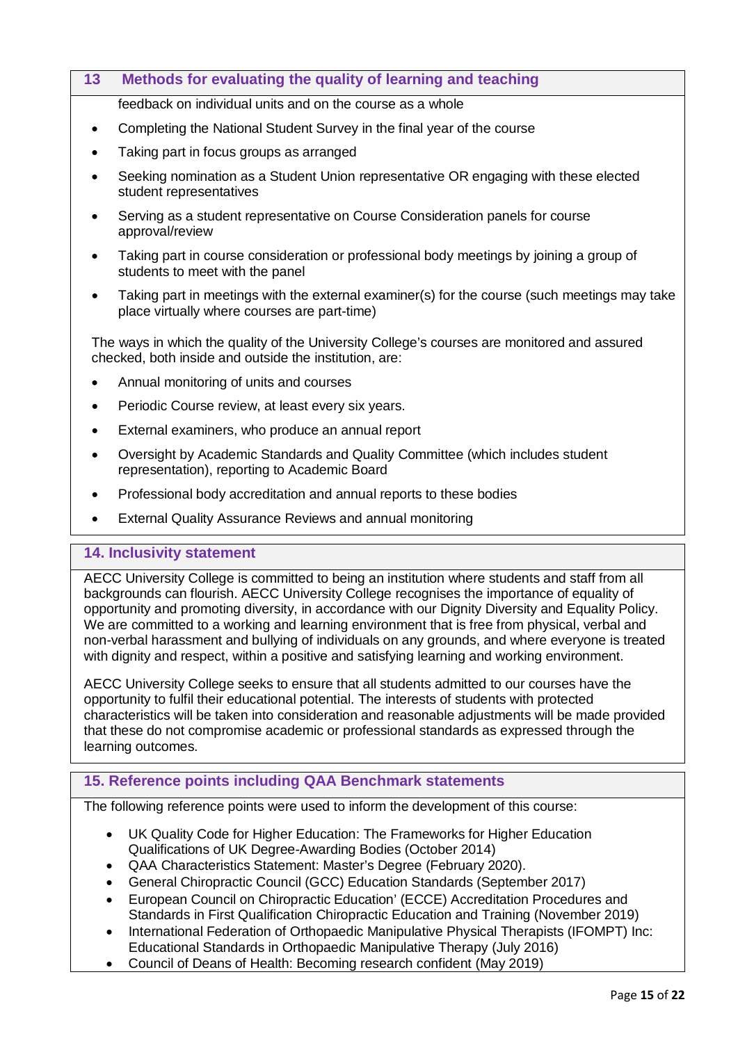## 13 Methods for evaluating the quality of learning and teaching

feedback on individual units and on the course as a whole

- Completing the National Student Survey in the final year of the course
- Taking part in focus groups as arranged
- Seeking nomination as a Student Union representative OR engaging with these elected student representatives
- Serving as a student representative on Course Consideration panels for course approval/review
- Taking part in course consideration or professional body meetings by joining a group of students to meet with the panel
- Taking part in meetings with the external examiner(s) for the course (such meetings may take place virtually where courses are part-time)

The ways in which the quality of the University College's courses are monitored and assured checked, both inside and outside the institution, are:

- Annual monitoring of units and courses
- Periodic Course review, at least every six years.
- External examiners, who produce an annual report
- Oversight by Academic Standards and Quality Committee (which includes student representation), reporting to Academic Board
- Professional body accreditation and annual reports to these bodies
- External Quality Assurance Reviews and annual monitoring

## 14. Inclusivity statement

AECC University College is committed to being an institution where students and staff from all backgrounds can flourish. AECC University College recognises the importance of equality of opportunity and promoting diversity, in accordance with our Dignity Diversity and Equality Policy. We are committed to a working and learning environment that is free from physical, verbal and non-verbal harassment and bullying of individuals on any grounds, and where everyone is treated with dignity and respect, within a positive and satisfying learning and working environment.

AECC University College seeks to ensure that all students admitted to our courses have the opportunity to fulfil their educational potential. The interests of students with protected characteristics will be taken into consideration and reasonable adjustments will be made provided that these do not compromise academic or professional standards as expressed through the learning outcomes.

## 15. Reference points including QAA Benchmark statements

The following reference points were used to inform the development of this course:

- UK Quality Code for Higher Education: The Frameworks for Higher Education Qualifications of UK Degree-Awarding Bodies (October 2014)
- QAA Characteristics Statement: Master's Degree (February 2020).
- General Chiropractic Council (GCC) Education Standards (September 2017)
- European Council on Chiropractic Education' (ECCE) Accreditation Procedures and Standards in First Qualification Chiropractic Education and Training (November 2019)
- International Federation of Orthopaedic Manipulative Physical Therapists (IFOMPT) Inc: Educational Standards in Orthopaedic Manipulative Therapy (July 2016)
- Council of Deans of Health: Becoming research confident (May 2019)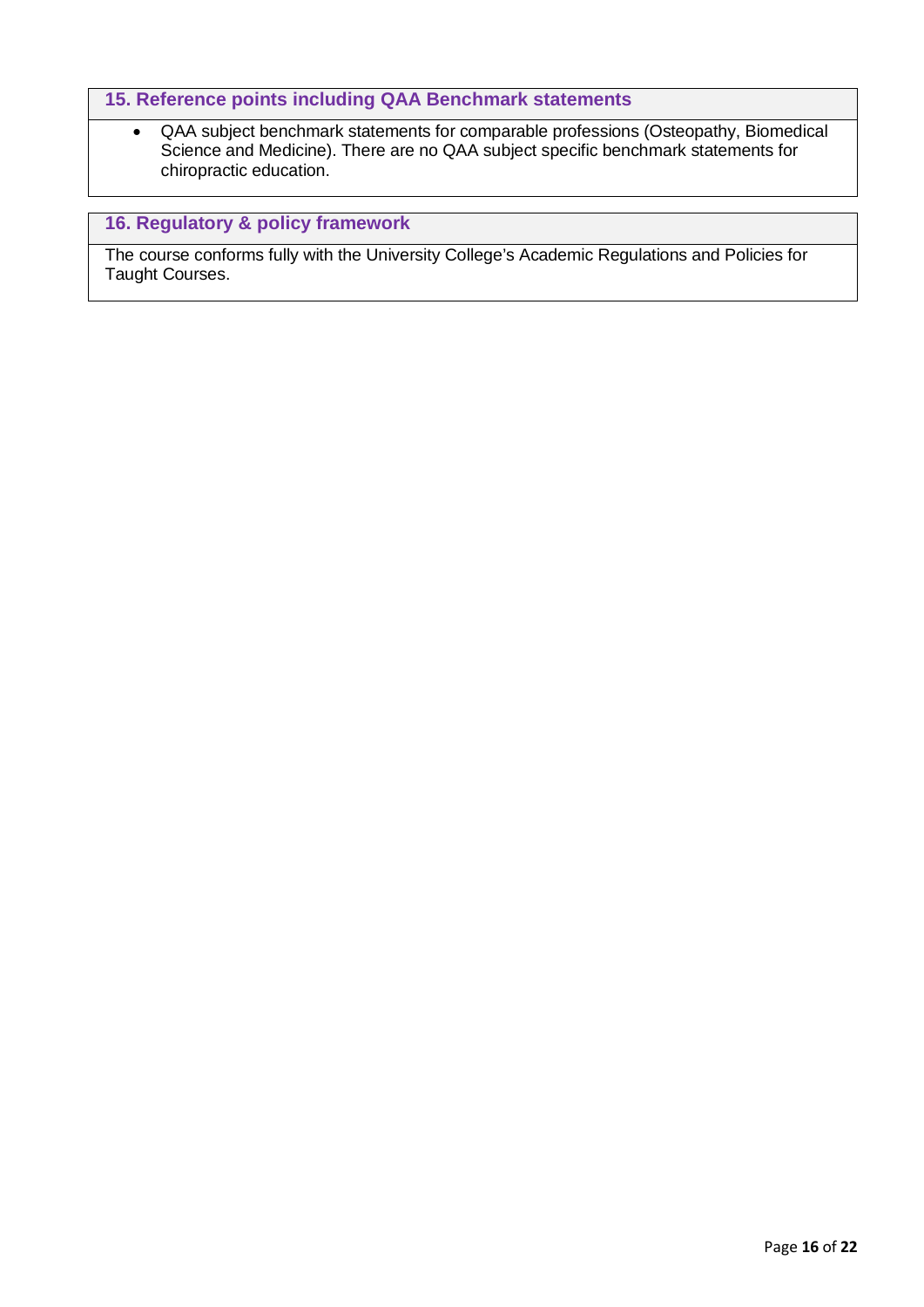## 15. Reference points including QAA Benchmark statements

- QAA subject benchmark statements for comparable professions (Osteopathy, Biomedical Science and Medicine). There are no QAA subject specific benchmark statements for chiropractic education.

## 16. Regulatory & policy framework

The course conforms fully with the University College's Academic Regulations and Policies for Taught Courses.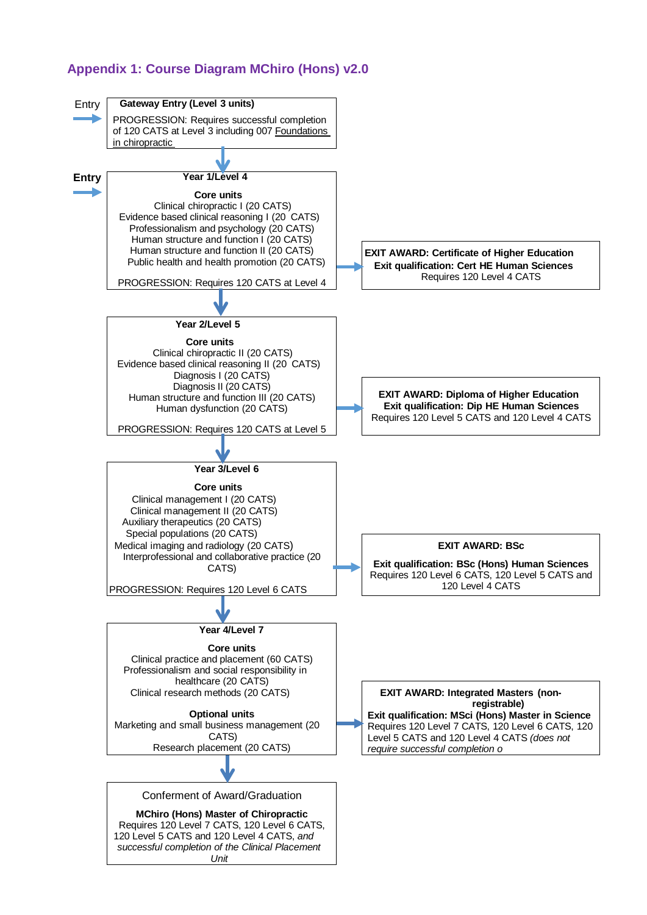## Appendix 1: Course Diagram MChiro (Hons) v2.0

Entry

**Gateway Entry (Level 3 units)**

PROGRESSION: Requires successful completion of 120 CATS at Level 3 including 007 Foundations in chiropractic

**Entry**

**Year 1/Level 4**

**Core units**
Clinical chiropractic I (20 CATS)
Evidence based clinical reasoning I (20 CATS)
Professionalism and psychology (20 CATS)
Human structure and function I (20 CATS)
Human structure and function II (20 CATS)
Public health and health promotion (20 CATS)

PROGRESSION: Requires 120 CATS at Level 4

**EXIT AWARD: Certificate of Higher Education**
**Exit qualification: Cert HE Human Sciences**
Requires 120 Level 4 CATS

**Year 2/Level 5**

**Core units**
Clinical chiropractic II (20 CATS)
Evidence based clinical reasoning II (20 CATS)
Diagnosis I (20 CATS)
Diagnosis II (20 CATS)
Human structure and function III (20 CATS)
Human dysfunction (20 CATS)

PROGRESSION: Requires 120 CATS at Level 5

**EXIT AWARD: Diploma of Higher Education**
**Exit qualification: Dip HE Human Sciences**
Requires 120 Level 5 CATS and 120 Level 4 CATS

**Year 3/Level 6**

**Core units**
Clinical management I (20 CATS)
Clinical management II (20 CATS)
Auxiliary therapeutics (20 CATS)
Special populations (20 CATS)
Medical imaging and radiology (20 CATS)
Interprofessional and collaborative practice (20 CATS)

PROGRESSION: Requires 120 Level 6 CATS

**EXIT AWARD: BSc**

**Exit qualification: BSc (Hons) Human Sciences**
Requires 120 Level 6 CATS, 120 Level 5 CATS and 120 Level 4 CATS

**Year 4/Level 7**

**Core units**
Clinical practice and placement (60 CATS)
Professionalism and social responsibility in healthcare (20 CATS)
Clinical research methods (20 CATS)

**Optional units**
Marketing and small business management (20 CATS)
Research placement (20 CATS)

**EXIT AWARD: Integrated Masters (non-registrable)**
**Exit qualification: MSci (Hons) Master in Science**
Requires 120 Level 7 CATS, 120 Level 6 CATS, 120 Level 5 CATS and 120 Level 4 CATS *(does not require successful completion o*

Conferment of Award/Graduation

**MChiro (Hons) Master of Chiropractic**
Requires 120 Level 7 CATS, 120 Level 6 CATS, 120 Level 5 CATS and 120 Level 4 CATS, *and successful completion of the Clinical Placement Unit*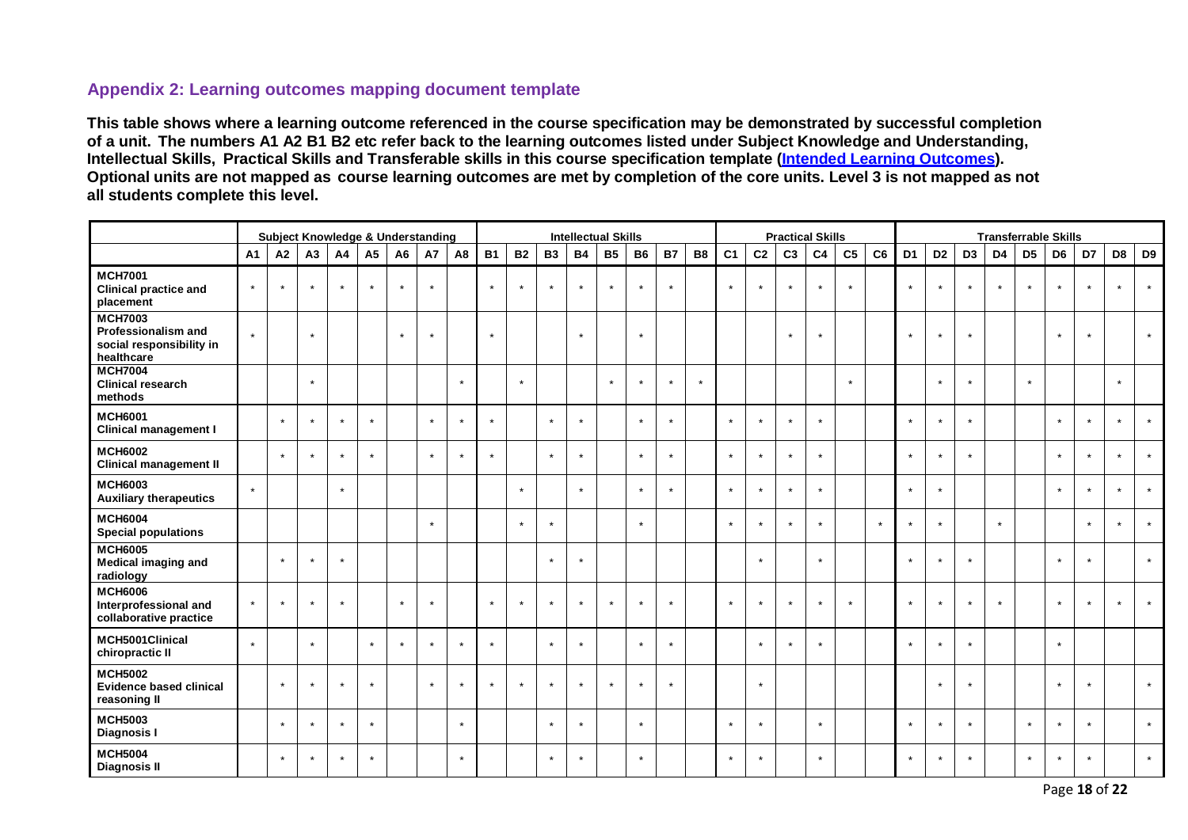## Appendix 2: Learning outcomes mapping document template

**This table shows where a learning outcome referenced in the course specification may be demonstrated by successful completion of a unit. The numbers A1 A2 B1 B2 etc refer back to the learning outcomes listed under Subject Knowledge and Understanding, Intellectual Skills, Practical Skills and Transferable skills in this course specification template ([Intended Learning Outcomes]). Optional units are not mapped as course learning outcomes are met by completion of the core units. Level 3 is not mapped as not all students complete this level.**

| | Subject Knowledge & Understanding | | | | | | | | Intellectual Skills | | | | | | | | Practical Skills | | | | | | Transferrable Skills | | | | | | | | |
|---|---|---|---|---|---|---|---|---|---|---|---|---|---|---|---|---|---|---|---|---|---|---|---|---|---|---|---|---|---|---|---|
| | A1 | A2 | A3 | A4 | A5 | A6 | A7 | A8 | B1 | B2 | B3 | B4 | B5 | B6 | B7 | B8 | C1 | C2 | C3 | C4 | C5 | C6 | D1 | D2 | D3 | D4 | D5 | D6 | D7 | D8 | D9 |
| **MCH7001 Clinical practice and placement** | * | * | * | * | * | * | * | | * | * | * | * | * | * | * | | * | * | * | * | * | | * | * | * | * | * | * | * | * | * |
| **MCH7003 Professionalism and social responsibility in healthcare** | * | | * | | | * | * | | * | | | * | | * | | | | | * | * | | | * | * | * | | | * | * | | * |
| **MCH7004 Clinical research methods** | | | * | | | | | * | | * | | | * | * | * | * | | | | | * | | | * | * | | * | | | * | |
| **MCH6001 Clinical management I** | | * | * | * | * | | * | * | * | | * | * | | * | * | | * | * | * | * | | | * | * | * | | | * | * | * | * |
| **MCH6002 Clinical management II** | | * | * | * | * | | * | * | * | | * | * | | * | * | | * | * | * | * | | | * | * | * | | | * | * | * | * |
| **MCH6003 Auxiliary therapeutics** | * | | | * | | | | | | * | | * | | * | * | | * | * | * | * | | | * | * | | | | * | * | * | * |
| **MCH6004 Special populations** | | | | | | | * | | | * | * | | | * | | | * | * | * | * | | * | * | * | | * | | | * | * | * |
| **MCH6005 Medical imaging and radiology** | | * | * | * | | | | | | | * | * | | | | | | * | | * | | | * | * | * | | | * | * | | * |
| **MCH6006 Interprofessional and collaborative practice** | * | * | * | * | | * | * | | * | * | * | * | * | * | * | | * | * | * | * | * | | * | * | * | * | | * | * | * | * |
| **MCH5001Clinical chiropractic II** | * | | * | | * | * | * | * | * | | * | * | | * | * | | | * | * | * | | | * | * | * | | | * | | | |
| **MCH5002 Evidence based clinical reasoning II** | | * | * | * | * | | * | * | * | * | * | * | * | * | * | | | * | | | | | | * | * | | | * | * | | * |
| **MCH5003 Diagnosis I** | | * | * | * | * | | | * | | | * | * | | * | | | * | * | | * | | | * | * | * | | * | * | * | | * |
| **MCH5004 Diagnosis II** | | * | * | * | * | | | * | | | * | * | | * | | | * | * | | * | | | * | * | * | | * | * | * | | * |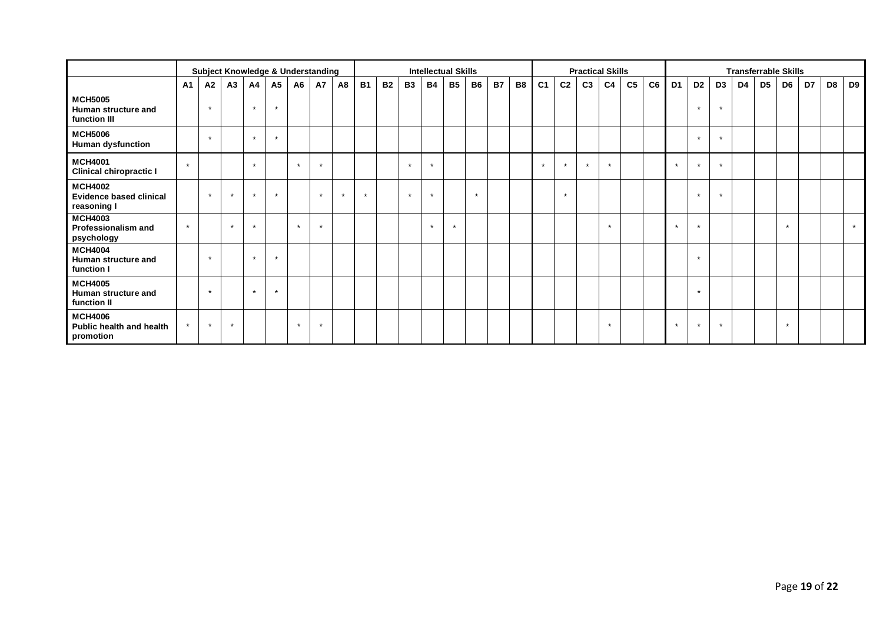| | Subject Knowledge & Understanding | | | | | | | | Intellectual Skills | | | | | | | | Practical Skills | | | | | | Transferrable Skills | | | | | | | | |
|---|---|---|---|---|---|---|---|---|---|---|---|---|---|---|---|---|---|---|---|---|---|---|---|---|---|---|---|---|---|---|---|
| | A1 | A2 | A3 | A4 | A5 | A6 | A7 | A8 | B1 | B2 | B3 | B4 | B5 | B6 | B7 | B8 | C1 | C2 | C3 | C4 | C5 | C6 | D1 | D2 | D3 | D4 | D5 | D6 | D7 | D8 | D9 |
| **MCH5005 Human structure and function III** | | * | | * | * | | | | | | | | | | | | | | | | | | | * | * | | | | | | |
| **MCH5006 Human dysfunction** | | * | | * | * | | | | | | | | | | | | | | | | | | | * | * | | | | | | |
| **MCH4001 Clinical chiropractic I** | * | | | * | | * | * | | | | * | * | | | | | * | * | * | * | | | * | * | * | | | | | | |
| **MCH4002 Evidence based clinical reasoning I** | | * | * | * | * | | * | * | * | | * | * | | * | | | | * | | | | | | * | * | | | | | | |
| **MCH4003 Professionalism and psychology** | * | | * | * | | * | * | | | | | * | * | | | | | | | * | | | * | * | | | | * | | | * |
| **MCH4004 Human structure and function I** | | * | | * | * | | | | | | | | | | | | | | | | | | | * | | | | | | | |
| **MCH4005 Human structure and function II** | | * | | * | * | | | | | | | | | | | | | | | | | | | * | | | | | | | |
| **MCH4006 Public health and health promotion** | * | * | * | | | * | * | | | | | | | | | | | | | * | | | * | * | * | | | * | | | |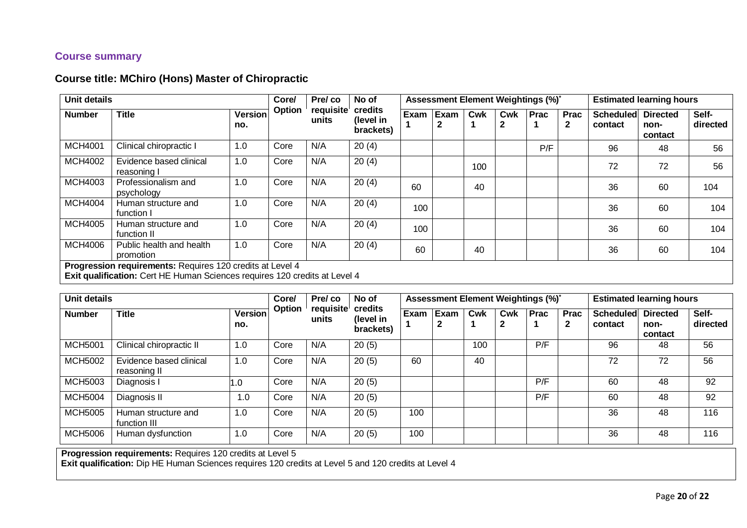## Course summary

### Course title: MChiro (Hons) Master of Chiropractic

| Unit details | | | Core/ Option | Pre/ co requisite units | No of credits (level in brackets) | Assessment Element Weightings (%)* | | | | | | Estimated learning hours | | |
|---|---|---|---|---|---|---|---|---|---|---|---|---|---|---|
| **Number** | **Title** | **Version no.** | | | | **Exam 1** | **Exam 2** | **Cwk 1** | **Cwk 2** | **Prac 1** | **Prac 2** | **Scheduled contact** | **Directed non-contact** | **Self-directed** |
| MCH4001 | Clinical chiropractic I | 1.0 | Core | N/A | 20 (4) | | | | | P/F | | 96 | 48 | 56 |
| MCH4002 | Evidence based clinical reasoning I | 1.0 | Core | N/A | 20 (4) | | | 100 | | | | 72 | 72 | 56 |
| MCH4003 | Professionalism and psychology | 1.0 | Core | N/A | 20 (4) | 60 | | 40 | | | | 36 | 60 | 104 |
| MCH4004 | Human structure and function I | 1.0 | Core | N/A | 20 (4) | 100 | | | | | | 36 | 60 | 104 |
| MCH4005 | Human structure and function II | 1.0 | Core | N/A | 20 (4) | 100 | | | | | | 36 | 60 | 104 |
| MCH4006 | Public health and health promotion | 1.0 | Core | N/A | 20 (4) | 60 | | 40 | | | | 36 | 60 | 104 |
| **Progression requirements:** Requires 120 credits at Level 4<br>**Exit qualification:** Cert HE Human Sciences requires 120 credits at Level 4 | | | | | | | | | | | | | | |

| Unit details | | | Core/ Option | Pre/ co requisite units | No of credits (level in brackets) | Assessment Element Weightings (%)* | | | | | | Estimated learning hours | | |
|---|---|---|---|---|---|---|---|---|---|---|---|---|---|---|
| **Number** | **Title** | **Version no.** | | | | **Exam 1** | **Exam 2** | **Cwk 1** | **Cwk 2** | **Prac 1** | **Prac 2** | **Scheduled contact** | **Directed non-contact** | **Self-directed** |
| MCH5001 | Clinical chiropractic II | 1.0 | Core | N/A | 20 (5) | | | 100 | | P/F | | 96 | 48 | 56 |
| MCH5002 | Evidence based clinical reasoning II | 1.0 | Core | N/A | 20 (5) | 60 | | 40 | | | | 72 | 72 | 56 |
| MCH5003 | Diagnosis I | 1.0 | Core | N/A | 20 (5) | | | | | P/F | | 60 | 48 | 92 |
| MCH5004 | Diagnosis II | 1.0 | Core | N/A | 20 (5) | | | | | P/F | | 60 | 48 | 92 |
| MCH5005 | Human structure and function III | 1.0 | Core | N/A | 20 (5) | 100 | | | | | | 36 | 48 | 116 |
| MCH5006 | Human dysfunction | 1.0 | Core | N/A | 20 (5) | 100 | | | | | | 36 | 48 | 116 |

**Progression requirements:** Requires 120 credits at Level 5
**Exit qualification:** Dip HE Human Sciences requires 120 credits at Level 5 and 120 credits at Level 4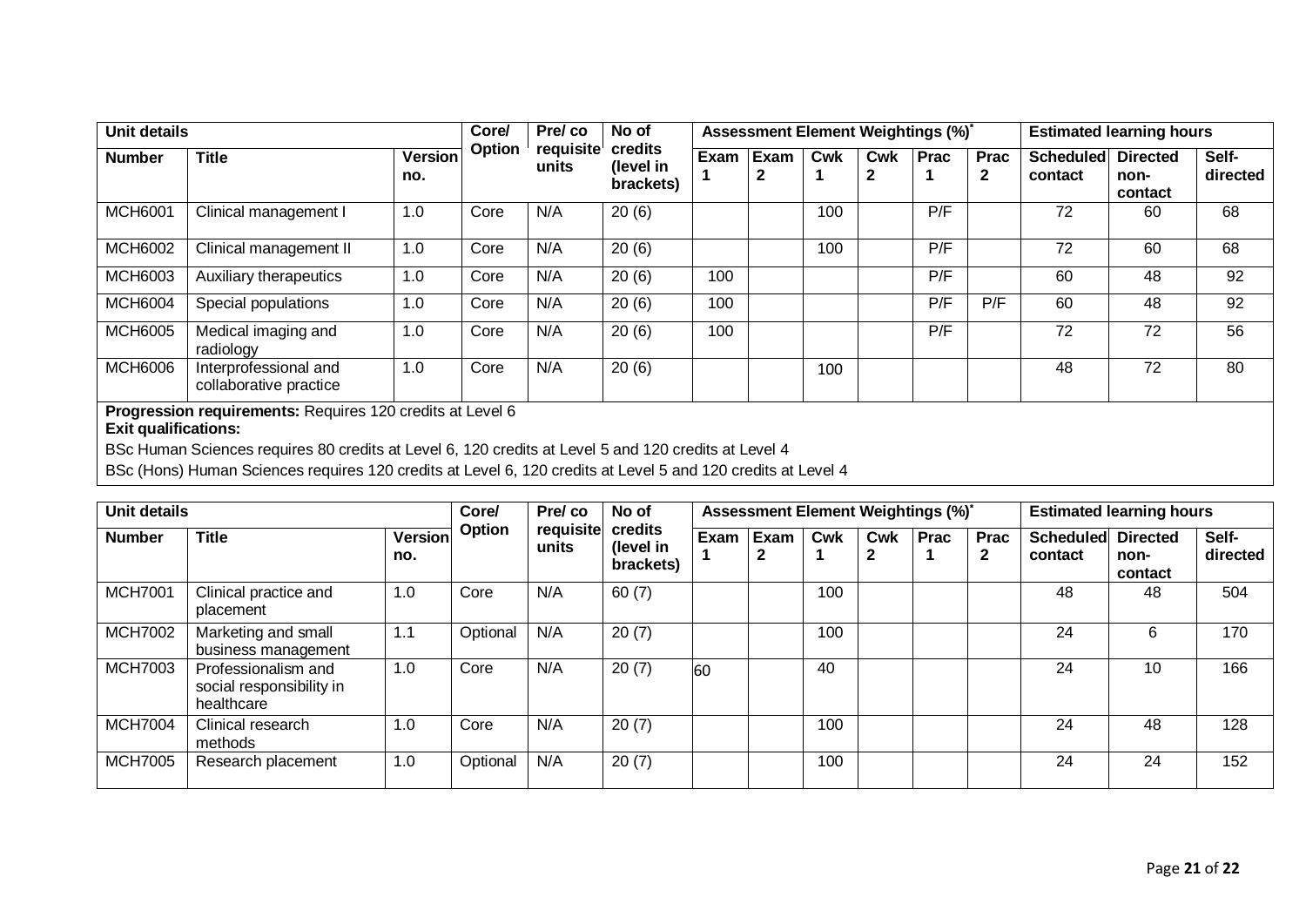| Unit details | | | Core/ Option | Pre/ co requisite units | No of credits (level in brackets) | Assessment Element Weightings (%)* | | | | | | Estimated learning hours | | |
|---|---|---|---|---|---|---|---|---|---|---|---|---|---|---|
| Number | Title | Version no. | | | | Exam 1 | Exam 2 | Cwk 1 | Cwk 2 | Prac 1 | Prac 2 | Scheduled contact | Directed non-contact | Self-directed |
| MCH6001 | Clinical management I | 1.0 | Core | N/A | 20 (6) | | | 100 | | P/F | | 72 | 60 | 68 |
| MCH6002 | Clinical management II | 1.0 | Core | N/A | 20 (6) | | | 100 | | P/F | | 72 | 60 | 68 |
| MCH6003 | Auxiliary therapeutics | 1.0 | Core | N/A | 20 (6) | 100 | | | | P/F | | 60 | 48 | 92 |
| MCH6004 | Special populations | 1.0 | Core | N/A | 20 (6) | 100 | | | | P/F | P/F | 60 | 48 | 92 |
| MCH6005 | Medical imaging and radiology | 1.0 | Core | N/A | 20 (6) | 100 | | | | P/F | | 72 | 72 | 56 |
| MCH6006 | Interprofessional and collaborative practice | 1.0 | Core | N/A | 20 (6) | | | 100 | | | | 48 | 72 | 80 |

**Progression requirements:** Requires 120 credits at Level 6

**Exit qualifications:**

BSc Human Sciences requires 80 credits at Level 6, 120 credits at Level 5 and 120 credits at Level 4

BSc (Hons) Human Sciences requires 120 credits at Level 6, 120 credits at Level 5 and 120 credits at Level 4

| Unit details | | | Core/ Option | Pre/ co requisite units | No of credits (level in brackets) | Assessment Element Weightings (%)* | | | | | | Estimated learning hours | | |
|---|---|---|---|---|---|---|---|---|---|---|---|---|---|---|
| Number | Title | Version no. | | | | Exam 1 | Exam 2 | Cwk 1 | Cwk 2 | Prac 1 | Prac 2 | Scheduled contact | Directed non-contact | Self-directed |
| MCH7001 | Clinical practice and placement | 1.0 | Core | N/A | 60 (7) | | | 100 | | | | 48 | 48 | 504 |
| MCH7002 | Marketing and small business management | 1.1 | Optional | N/A | 20 (7) | | | 100 | | | | 24 | 6 | 170 |
| MCH7003 | Professionalism and social responsibility in healthcare | 1.0 | Core | N/A | 20 (7) | 60 | | 40 | | | | 24 | 10 | 166 |
| MCH7004 | Clinical research methods | 1.0 | Core | N/A | 20 (7) | | | 100 | | | | 24 | 48 | 128 |
| MCH7005 | Research placement | 1.0 | Optional | N/A | 20 (7) | | | 100 | | | | 24 | 24 | 152 |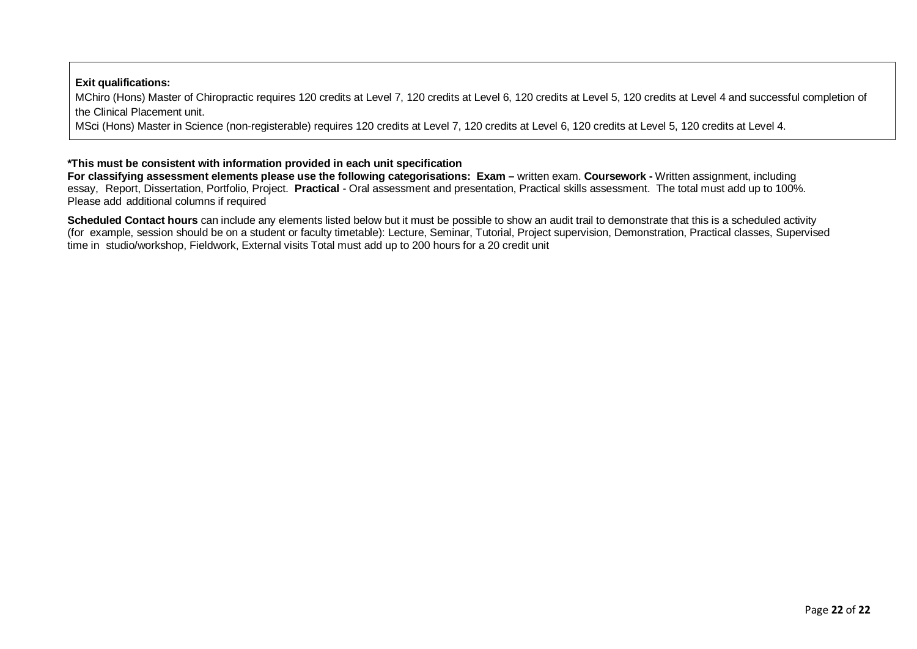**Exit qualifications:**

MChiro (Hons) Master of Chiropractic requires 120 credits at Level 7, 120 credits at Level 6, 120 credits at Level 5, 120 credits at Level 4 and successful completion of the Clinical Placement unit.

MSci (Hons) Master in Science (non-registerable) requires 120 credits at Level 7, 120 credits at Level 6, 120 credits at Level 5, 120 credits at Level 4.

**\*This must be consistent with information provided in each unit specification**

**For classifying assessment elements please use the following categorisations: Exam –** written exam. **Coursework -** Written assignment, including essay, Report, Dissertation, Portfolio, Project. **Practical** - Oral assessment and presentation, Practical skills assessment. The total must add up to 100%. Please add additional columns if required

**Scheduled Contact hours** can include any elements listed below but it must be possible to show an audit trail to demonstrate that this is a scheduled activity (for example, session should be on a student or faculty timetable): Lecture, Seminar, Tutorial, Project supervision, Demonstration, Practical classes, Supervised time in studio/workshop, Fieldwork, External visits Total must add up to 200 hours for a 20 credit unit